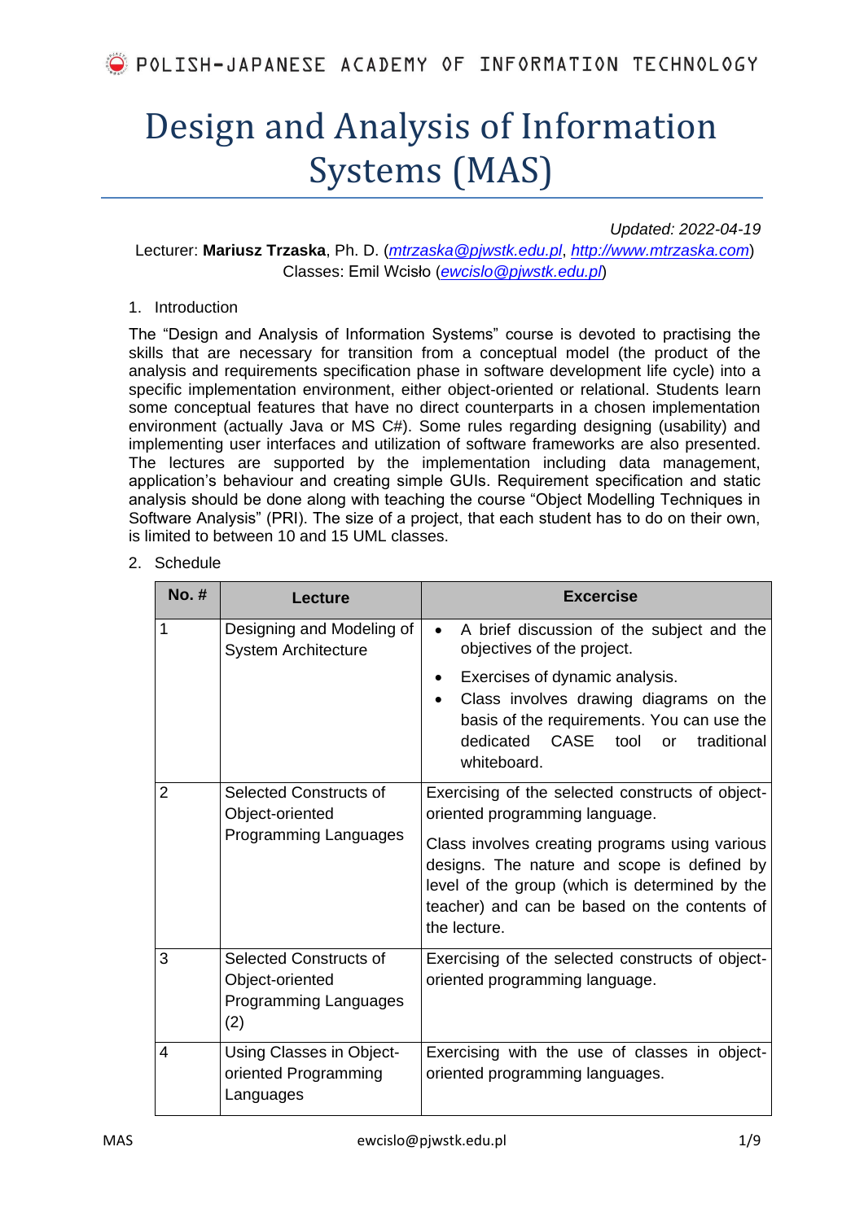POLISH-JAPANESE ACADEMY OF INFORMATION TECHNOLOGY

# Design and Analysis of Information Systems (MAS)

*Updated: 2022-04-19*

Lecturer: **Mariusz Trzaska**, Ph. D. (*mtrzaska@pjwstk.edu.pl*, *http://www.mtrzaska.com*)
Classes: Emil Wcisło (*ewcislo@pjwstk.edu.pl*)

1. Introduction

The "Design and Analysis of Information Systems" course is devoted to practising the skills that are necessary for transition from a conceptual model (the product of the analysis and requirements specification phase in software development life cycle) into a specific implementation environment, either object-oriented or relational. Students learn some conceptual features that have no direct counterparts in a chosen implementation environment (actually Java or MS C#). Some rules regarding designing (usability) and implementing user interfaces and utilization of software frameworks are also presented. The lectures are supported by the implementation including data management, application's behaviour and creating simple GUIs. Requirement specification and static analysis should be done along with teaching the course "Object Modelling Techniques in Software Analysis" (PRI). The size of a project, that each student has to do on their own, is limited to between 10 and 15 UML classes.

2. Schedule

| No. # | Lecture | Excercise |
|---|---|---|
| 1 | Designing and Modeling of System Architecture | • A brief discussion of the subject and the objectives of the project.<br>• Exercises of dynamic analysis.<br>• Class involves drawing diagrams on the basis of the requirements. You can use the dedicated CASE tool or traditional whiteboard. |
| 2 | Selected Constructs of Object-oriented Programming Languages | Exercising of the selected constructs of object-oriented programming language.<br>Class involves creating programs using various designs. The nature and scope is defined by level of the group (which is determined by the teacher) and can be based on the contents of the lecture. |
| 3 | Selected Constructs of Object-oriented Programming Languages (2) | Exercising of the selected constructs of object-oriented programming language. |
| 4 | Using Classes in Object-oriented Programming Languages | Exercising with the use of classes in object-oriented programming languages. |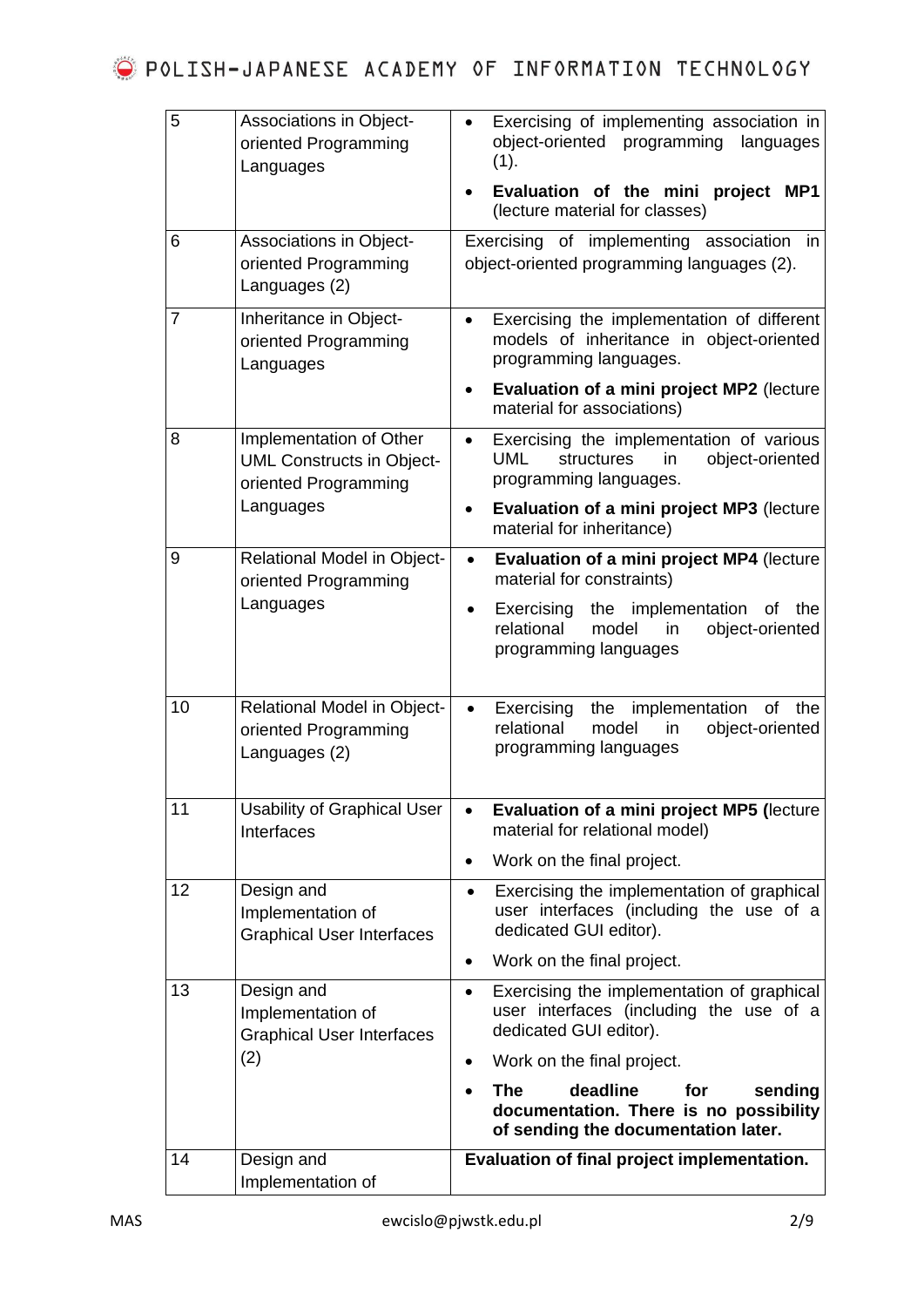| | | |
|---|---|---|
| 5 | Associations in Object-oriented Programming Languages | • Exercising of implementing association in object-oriented programming languages (1).<br>• **Evaluation of the mini project MP1** (lecture material for classes) |
| 6 | Associations in Object-oriented Programming Languages (2) | Exercising of implementing association in object-oriented programming languages (2). |
| 7 | Inheritance in Object-oriented Programming Languages | • Exercising the implementation of different models of inheritance in object-oriented programming languages.<br>• **Evaluation of a mini project MP2** (lecture material for associations) |
| 8 | Implementation of Other UML Constructs in Object-oriented Programming Languages | • Exercising the implementation of various UML structures in object-oriented programming languages.<br>• **Evaluation of a mini project MP3** (lecture material for inheritance) |
| 9 | Relational Model in Object-oriented Programming Languages | • **Evaluation of a mini project MP4** (lecture material for constraints)<br>• Exercising the implementation of the relational model in object-oriented programming languages |
| 10 | Relational Model in Object-oriented Programming Languages (2) | • Exercising the implementation of the relational model in object-oriented programming languages |
| 11 | Usability of Graphical User Interfaces | • **Evaluation of a mini project MP5 (**lecture material for relational model)<br>• Work on the final project. |
| 12 | Design and Implementation of Graphical User Interfaces | • Exercising the implementation of graphical user interfaces (including the use of a dedicated GUI editor).<br>• Work on the final project. |
| 13 | Design and Implementation of Graphical User Interfaces (2) | • Exercising the implementation of graphical user interfaces (including the use of a dedicated GUI editor).<br>• Work on the final project.<br>• **The deadline for sending documentation. There is no possibility of sending the documentation later.** |
| 14 | Design and Implementation of | **Evaluation of final project implementation.** |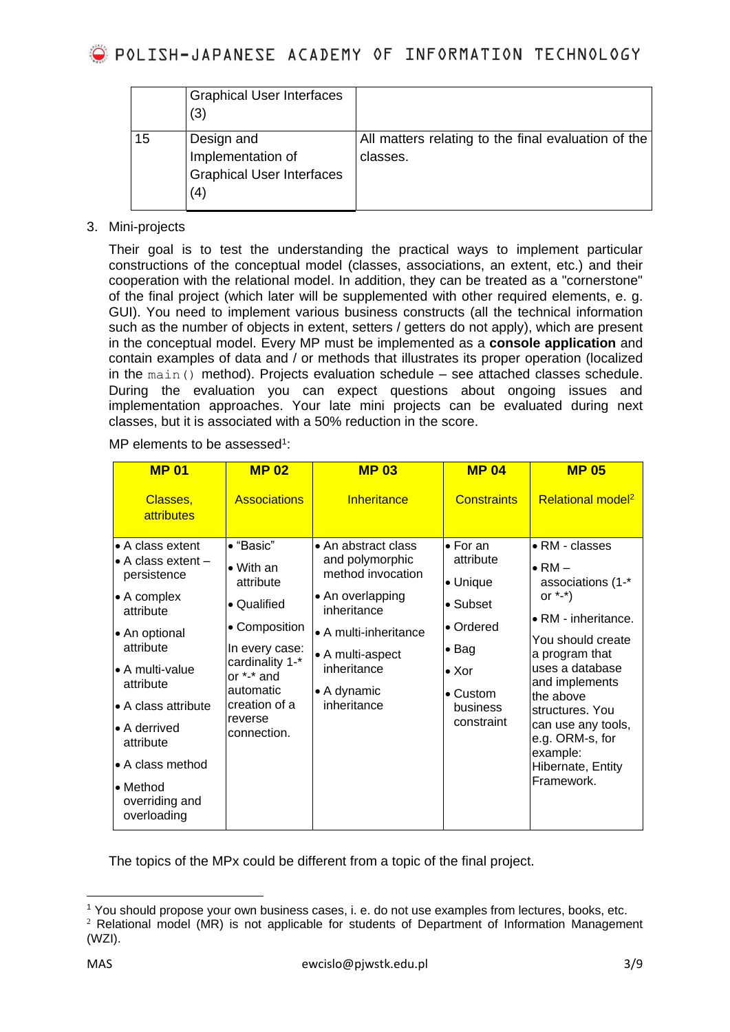| | Graphical User Interfaces (3) | |
|---|---|---|
| 15 | Design and Implementation of Graphical User Interfaces (4) | All matters relating to the final evaluation of the classes. |

3. Mini-projects

Their goal is to test the understanding the practical ways to implement particular constructions of the conceptual model (classes, associations, an extent, etc.) and their cooperation with the relational model. In addition, they can be treated as a "cornerstone" of the final project (which later will be supplemented with other required elements, e. g. GUI). You need to implement various business constructs (all the technical information such as the number of objects in extent, setters / getters do not apply), which are present in the conceptual model. Every MP must be implemented as a **console application** and contain examples of data and / or methods that illustrates its proper operation (localized in the `main()` method). Projects evaluation schedule – see attached classes schedule. During the evaluation you can expect questions about ongoing issues and implementation approaches. Your late mini projects can be evaluated during next classes, but it is associated with a 50% reduction in the score.

MP elements to be assessed[1]:

| **MP 01**<br>Classes, attributes | **MP 02**<br>Associations | **MP 03**<br>Inheritance | **MP 04**<br>Constraints | **MP 05**<br>Relational model[2] |
|---|---|---|---|---|
| • A class extent<br>• A class extent – persistence<br>• A complex attribute<br>• An optional attribute<br>• A multi-value attribute<br>• A class attribute<br>• A derrived attribute<br>• A class method<br>• Method overriding and overloading | • "Basic"<br>• With an attribute<br>• Qualified<br>• Composition<br>In every case: cardinality 1-* or *-* and automatic creation of a reverse connection. | • An abstract class and polymorphic method invocation<br>• An overlapping inheritance<br>• A multi-inheritance<br>• A multi-aspect inheritance<br>• A dynamic inheritance | • For an attribute<br>• Unique<br>• Subset<br>• Ordered<br>• Bag<br>• Xor<br>• Custom business constraint | • RM - classes<br>• RM – associations (1-* or *-*)<br>• RM - inheritance.<br>You should create a program that uses a database and implements the above structures. You can use any tools, e.g. ORM-s, for example: Hibernate, Entity Framework. |

The topics of the MPx could be different from a topic of the final project.

[1] You should propose your own business cases, i. e. do not use examples from lectures, books, etc.
[2] Relational model (MR) is not applicable for students of Department of Information Management (WZI).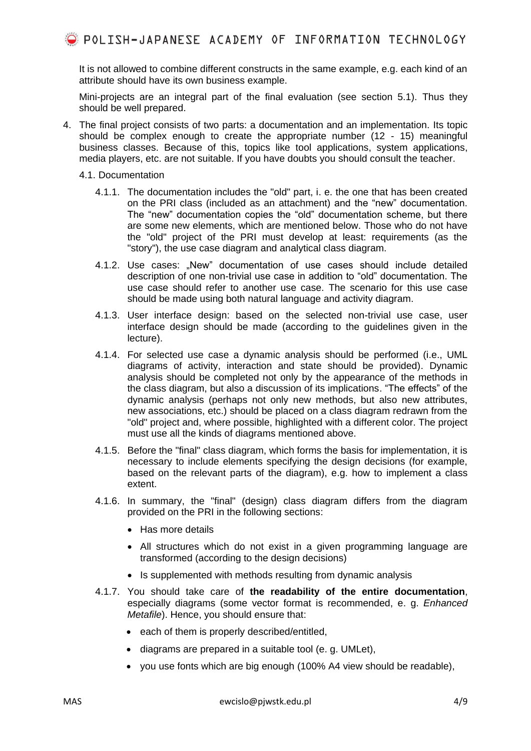It is not allowed to combine different constructs in the same example, e.g. each kind of an attribute should have its own business example.

Mini-projects are an integral part of the final evaluation (see section 5.1). Thus they should be well prepared.

4. The final project consists of two parts: a documentation and an implementation. Its topic should be complex enough to create the appropriate number (12 - 15) meaningful business classes. Because of this, topics like tool applications, system applications, media players, etc. are not suitable. If you have doubts you should consult the teacher.

   4.1. Documentation

   4.1.1. The documentation includes the "old" part, i. e. the one that has been created on the PRI class (included as an attachment) and the "new" documentation. The "new" documentation copies the "old" documentation scheme, but there are some new elements, which are mentioned below. Those who do not have the "old" project of the PRI must develop at least: requirements (as the "story"), the use case diagram and analytical class diagram.

   4.1.2. Use cases: „New" documentation of use cases should include detailed description of one non-trivial use case in addition to "old" documentation. The use case should refer to another use case. The scenario for this use case should be made using both natural language and activity diagram.

   4.1.3. User interface design: based on the selected non-trivial use case, user interface design should be made (according to the guidelines given in the lecture).

   4.1.4. For selected use case a dynamic analysis should be performed (i.e., UML diagrams of activity, interaction and state should be provided). Dynamic analysis should be completed not only by the appearance of the methods in the class diagram, but also a discussion of its implications. "The effects" of the dynamic analysis (perhaps not only new methods, but also new attributes, new associations, etc.) should be placed on a class diagram redrawn from the "old" project and, where possible, highlighted with a different color. The project must use all the kinds of diagrams mentioned above.

   4.1.5. Before the "final" class diagram, which forms the basis for implementation, it is necessary to include elements specifying the design decisions (for example, based on the relevant parts of the diagram), e.g. how to implement a class extent.

   4.1.6. In summary, the "final" (design) class diagram differs from the diagram provided on the PRI in the following sections:

   - Has more details
   - All structures which do not exist in a given programming language are transformed (according to the design decisions)
   - Is supplemented with methods resulting from dynamic analysis

   4.1.7. You should take care of **the readability of the entire documentation**, especially diagrams (some vector format is recommended, e. g. *Enhanced Metafile*). Hence, you should ensure that:

   - each of them is properly described/entitled,
   - diagrams are prepared in a suitable tool (e. g. UMLet),
   - you use fonts which are big enough (100% A4 view should be readable),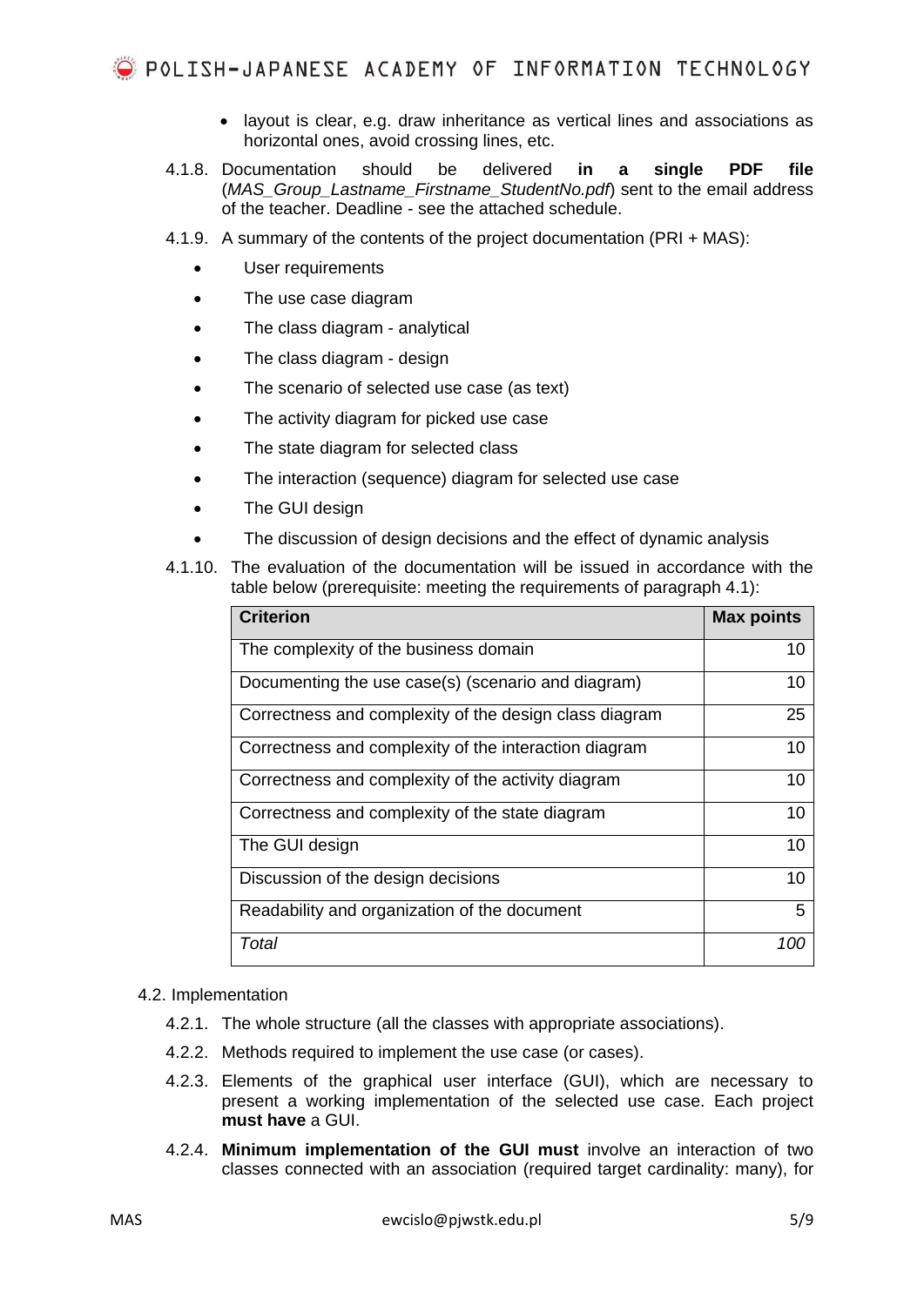- layout is clear, e.g. draw inheritance as vertical lines and associations as horizontal ones, avoid crossing lines, etc.

4.1.8. Documentation should be delivered **in a single PDF file** (*MAS_Group_Lastname_Firstname_StudentNo.pdf*) sent to the email address of the teacher. Deadline - see the attached schedule.

4.1.9. A summary of the contents of the project documentation (PRI + MAS):

- User requirements
- The use case diagram
- The class diagram - analytical
- The class diagram - design
- The scenario of selected use case (as text)
- The activity diagram for picked use case
- The state diagram for selected class
- The interaction (sequence) diagram for selected use case
- The GUI design
- The discussion of design decisions and the effect of dynamic analysis

4.1.10. The evaluation of the documentation will be issued in accordance with the table below (prerequisite: meeting the requirements of paragraph 4.1):

| Criterion | Max points |
|---|---|
| The complexity of the business domain | 10 |
| Documenting the use case(s) (scenario and diagram) | 10 |
| Correctness and complexity of the design class diagram | 25 |
| Correctness and complexity of the interaction diagram | 10 |
| Correctness and complexity of the activity diagram | 10 |
| Correctness and complexity of the state diagram | 10 |
| The GUI design | 10 |
| Discussion of the design decisions | 10 |
| Readability and organization of the document | 5 |
| *Total* | *100* |

4.2. Implementation

4.2.1. The whole structure (all the classes with appropriate associations).

4.2.2. Methods required to implement the use case (or cases).

4.2.3. Elements of the graphical user interface (GUI), which are necessary to present a working implementation of the selected use case. Each project **must have** a GUI.

4.2.4. **Minimum implementation of the GUI must** involve an interaction of two classes connected with an association (required target cardinality: many), for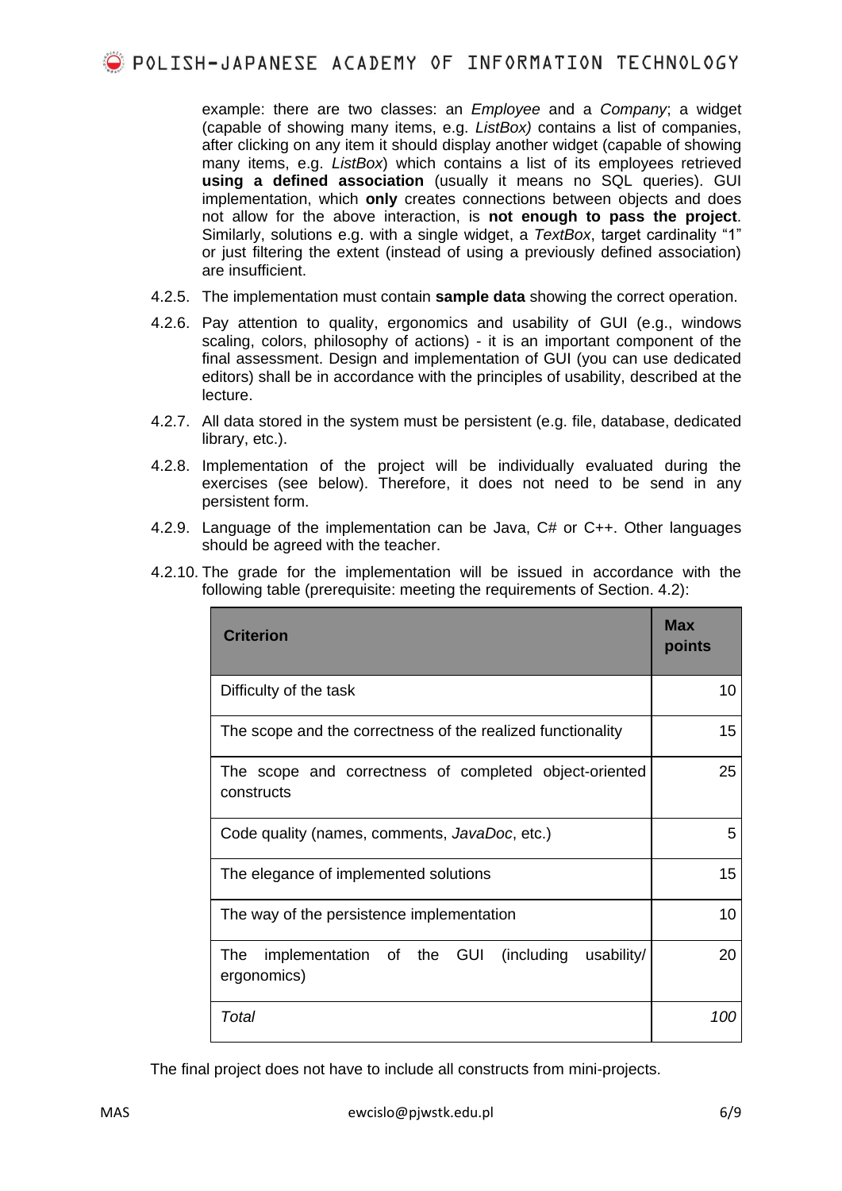example: there are two classes: an *Employee* and a *Company*; a widget (capable of showing many items, e.g. *ListBox)* contains a list of companies, after clicking on any item it should display another widget (capable of showing many items, e.g. *ListBox*) which contains a list of its employees retrieved **using a defined association** (usually it means no SQL queries). GUI implementation, which **only** creates connections between objects and does not allow for the above interaction, is **not enough to pass the project**. Similarly, solutions e.g. with a single widget, a *TextBox*, target cardinality "1" or just filtering the extent (instead of using a previously defined association) are insufficient.

4.2.5. The implementation must contain **sample data** showing the correct operation.

4.2.6. Pay attention to quality, ergonomics and usability of GUI (e.g., windows scaling, colors, philosophy of actions) - it is an important component of the final assessment. Design and implementation of GUI (you can use dedicated editors) shall be in accordance with the principles of usability, described at the lecture.

4.2.7. All data stored in the system must be persistent (e.g. file, database, dedicated library, etc.).

4.2.8. Implementation of the project will be individually evaluated during the exercises (see below). Therefore, it does not need to be send in any persistent form.

4.2.9. Language of the implementation can be Java, C# or C++. Other languages should be agreed with the teacher.

4.2.10. The grade for the implementation will be issued in accordance with the following table (prerequisite: meeting the requirements of Section. 4.2):

| **Criterion** | **Max points** |
|---|---|
| Difficulty of the task | 10 |
| The scope and the correctness of the realized functionality | 15 |
| The scope and correctness of completed object-oriented constructs | 25 |
| Code quality (names, comments, *JavaDoc*, etc.) | 5 |
| The elegance of implemented solutions | 15 |
| The way of the persistence implementation | 10 |
| The implementation of the GUI (including usability/ ergonomics) | 20 |
| *Total* | *100* |

The final project does not have to include all constructs from mini-projects.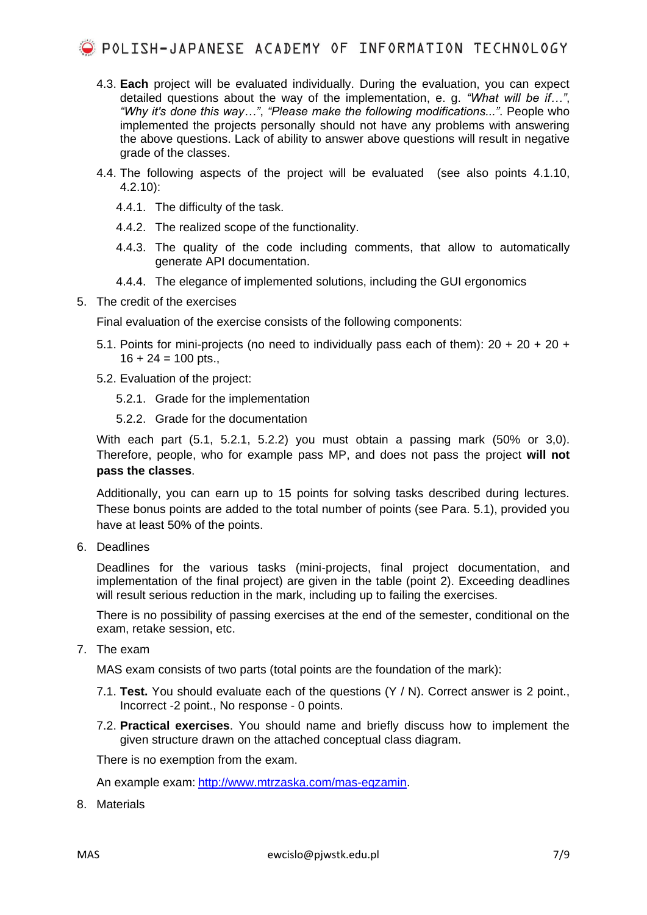4.3. **Each** project will be evaluated individually. During the evaluation, you can expect detailed questions about the way of the implementation, e. g. *"What will be if…"*, *"Why it's done this way…"*, *"Please make the following modifications..."*. People who implemented the projects personally should not have any problems with answering the above questions. Lack of ability to answer above questions will result in negative grade of the classes.

4.4. The following aspects of the project will be evaluated (see also points 4.1.10, 4.2.10):

  4.4.1. The difficulty of the task.

  4.4.2. The realized scope of the functionality.

  4.4.3. The quality of the code including comments, that allow to automatically generate API documentation.

  4.4.4. The elegance of implemented solutions, including the GUI ergonomics

5. The credit of the exercises

Final evaluation of the exercise consists of the following components:

5.1. Points for mini-projects (no need to individually pass each of them): 20 + 20 + 20 + 16 + 24 = 100 pts.,

5.2. Evaluation of the project:

  5.2.1. Grade for the implementation

  5.2.2. Grade for the documentation

With each part (5.1, 5.2.1, 5.2.2) you must obtain a passing mark (50% or 3,0). Therefore, people, who for example pass MP, and does not pass the project **will not pass the classes**.

Additionally, you can earn up to 15 points for solving tasks described during lectures. These bonus points are added to the total number of points (see Para. 5.1), provided you have at least 50% of the points.

6. Deadlines

Deadlines for the various tasks (mini-projects, final project documentation, and implementation of the final project) are given in the table (point 2). Exceeding deadlines will result serious reduction in the mark, including up to failing the exercises.

There is no possibility of passing exercises at the end of the semester, conditional on the exam, retake session, etc.

7. The exam

MAS exam consists of two parts (total points are the foundation of the mark):

7.1. **Test.** You should evaluate each of the questions (Y / N). Correct answer is 2 point., Incorrect -2 point., No response - 0 points.

7.2. **Practical exercises**. You should name and briefly discuss how to implement the given structure drawn on the attached conceptual class diagram.

There is no exemption from the exam.

An example exam: [http://www.mtrzaska.com/mas-egzamin](http://www.mtrzaska.com/mas-egzamin).

8. Materials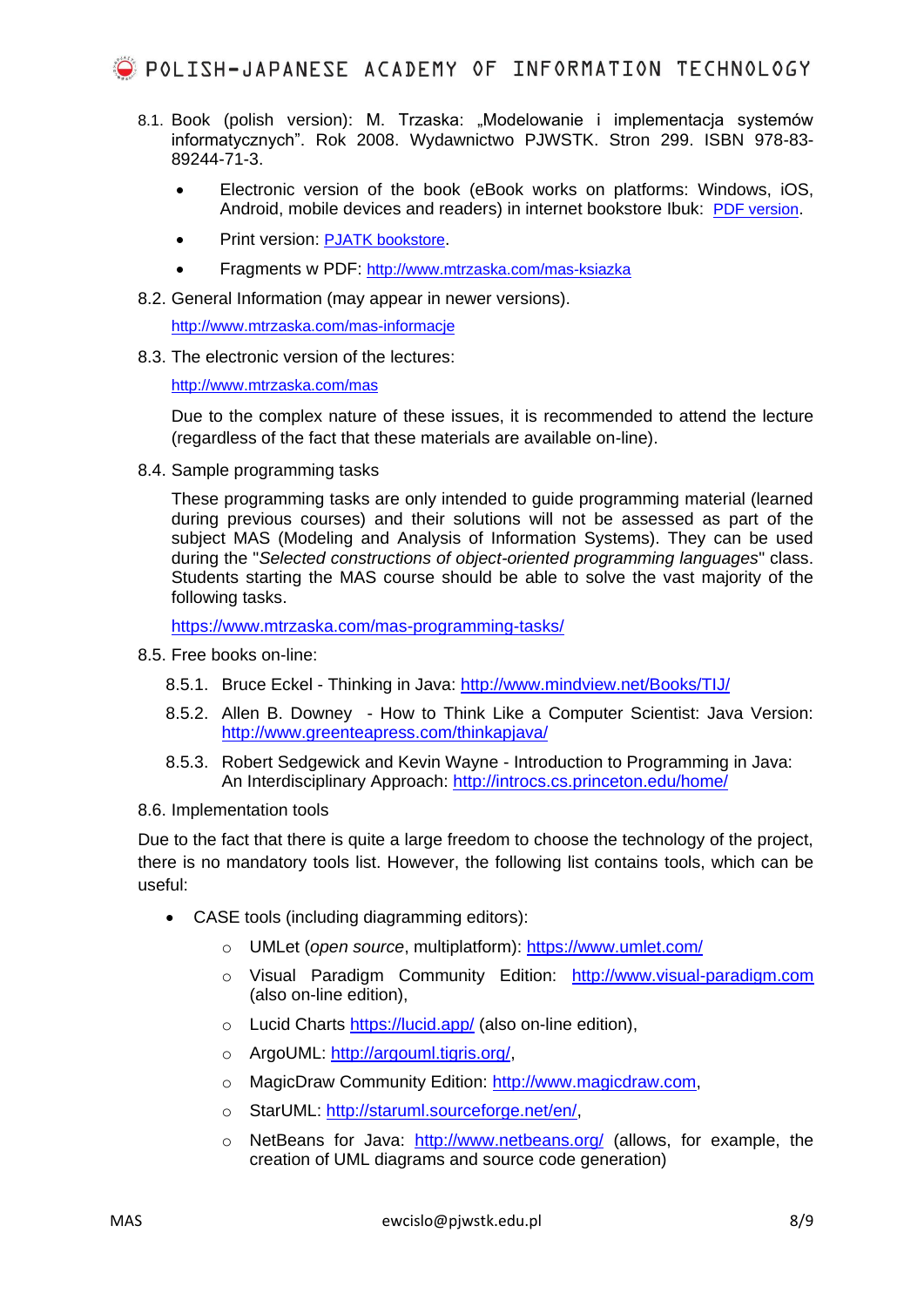8.1. Book (polish version): M. Trzaska: „Modelowanie i implementacja systemów informatycznych". Rok 2008. Wydawnictwo PJWSTK. Stron 299. ISBN 978-83-89244-71-3.

- Electronic version of the book (eBook works on platforms: Windows, iOS, Android, mobile devices and readers) in internet bookstore Ibuk: PDF version.
- Print version: PJATK bookstore.
- Fragments w PDF: http://www.mtrzaska.com/mas-ksiazka

8.2. General Information (may appear in newer versions).

http://www.mtrzaska.com/mas-informacje

8.3. The electronic version of the lectures:

http://www.mtrzaska.com/mas

Due to the complex nature of these issues, it is recommended to attend the lecture (regardless of the fact that these materials are available on-line).

8.4. Sample programming tasks

These programming tasks are only intended to guide programming material (learned during previous courses) and their solutions will not be assessed as part of the subject MAS (Modeling and Analysis of Information Systems). They can be used during the "*Selected constructions of object-oriented programming languages*" class. Students starting the MAS course should be able to solve the vast majority of the following tasks.

https://www.mtrzaska.com/mas-programming-tasks/

8.5. Free books on-line:

8.5.1. Bruce Eckel - Thinking in Java: http://www.mindview.net/Books/TIJ/

8.5.2. Allen B. Downey - How to Think Like a Computer Scientist: Java Version: http://www.greenteapress.com/thinkapjava/

8.5.3. Robert Sedgewick and Kevin Wayne - Introduction to Programming in Java: An Interdisciplinary Approach: http://introcs.cs.princeton.edu/home/

8.6. Implementation tools

Due to the fact that there is quite a large freedom to choose the technology of the project, there is no mandatory tools list. However, the following list contains tools, which can be useful:

- CASE tools (including diagramming editors):
  - UMLet (*open source*, multiplatform): https://www.umlet.com/
  - Visual Paradigm Community Edition: http://www.visual-paradigm.com (also on-line edition),
  - Lucid Charts https://lucid.app/ (also on-line edition),
  - ArgoUML: http://argouml.tigris.org/,
  - MagicDraw Community Edition: http://www.magicdraw.com,
  - StarUML: http://staruml.sourceforge.net/en/,
  - NetBeans for Java: http://www.netbeans.org/ (allows, for example, the creation of UML diagrams and source code generation)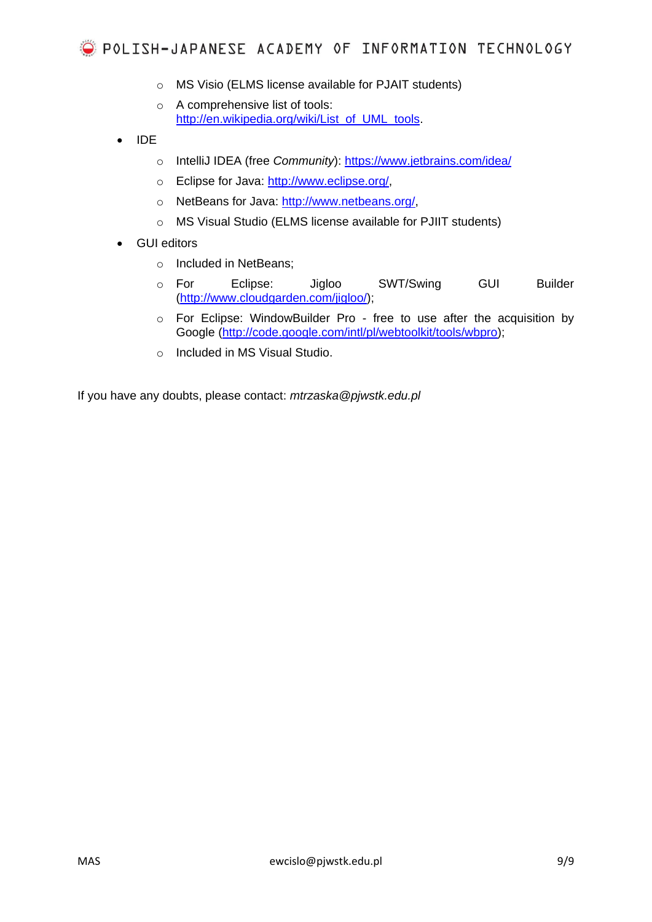- MS Visio (ELMS license available for PJAIT students)
  - A comprehensive list of tools: http://en.wikipedia.org/wiki/List_of_UML_tools.
- IDE
  - IntelliJ IDEA (free *Community*): https://www.jetbrains.com/idea/
  - Eclipse for Java: http://www.eclipse.org/,
  - NetBeans for Java: http://www.netbeans.org/,
  - MS Visual Studio (ELMS license available for PJIIT students)
- GUI editors
  - Included in NetBeans;
  - For Eclipse: Jigloo SWT/Swing GUI Builder (http://www.cloudgarden.com/jigloo/);
  - For Eclipse: WindowBuilder Pro - free to use after the acquisition by Google (http://code.google.com/intl/pl/webtoolkit/tools/wbpro);
  - Included in MS Visual Studio.

If you have any doubts, please contact: *mtrzaska@pjwstk.edu.pl*